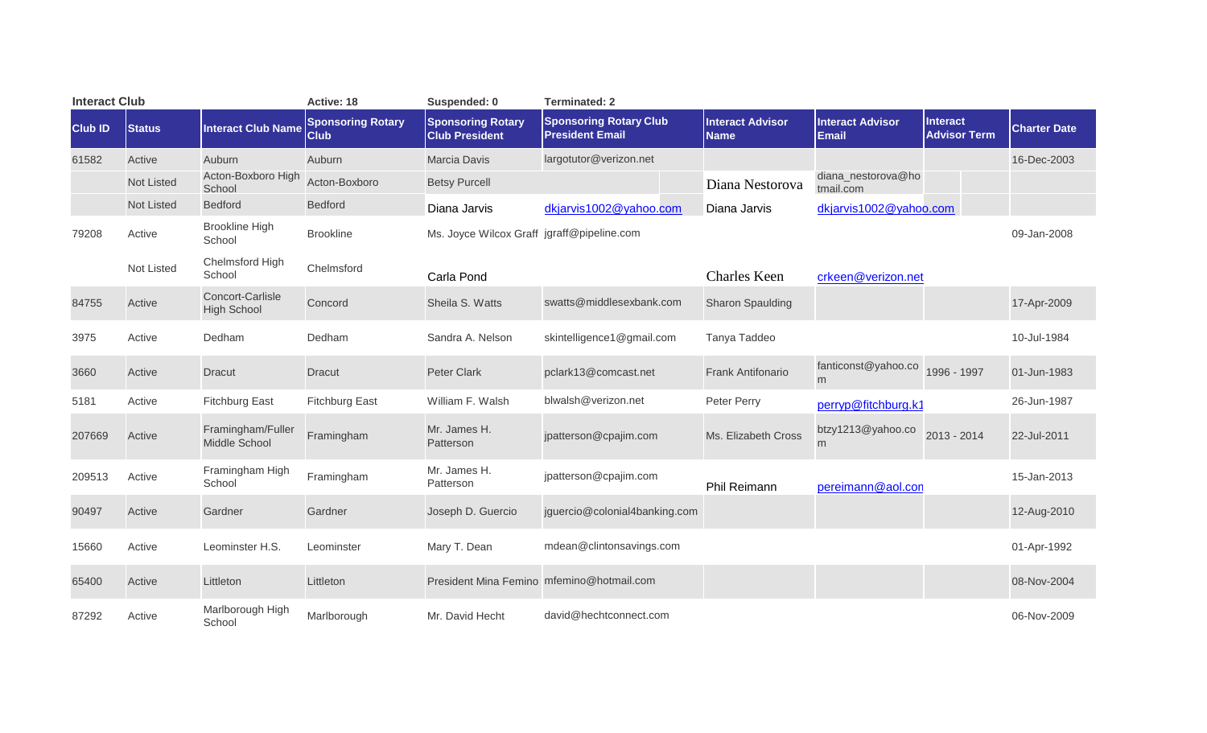| Interact Club | | | Active: 18 | Suspended: 0 | Terminated: 2 | | | | |
|---|---|---|---|---|---|---|---|---|---|
| **Club ID** | **Status** | **Interact Club Name** | **Sponsoring Rotary Club** | **Sponsoring Rotary Club President** | **Sponsoring Rotary Club President Email** | **Interact Advisor Name** | **Interact Advisor Email** | **Interact Advisor Term** | **Charter Date** |
| 61582 | Active | Auburn | Auburn | Marcia Davis | largotutor@verizon.net | | | | 16-Dec-2003 |
| | Not Listed | Acton-Boxboro High School | Acton-Boxboro | Betsy Purcell | | Diana Nestorova | diana_nestorova@hotmail.com | | |
| | Not Listed | Bedford | Bedford | Diana Jarvis | dkjarvis1002@yahoo.com | Diana Jarvis | dkjarvis1002@yahoo.com | | |
| 79208 | Active | Brookline High School | Brookline | Ms. Joyce Wilcox Graff | jgraff@pipeline.com | | | | 09-Jan-2008 |
| | Not Listed | Chelmsford High School | Chelmsford | Carla Pond | | Charles Keen | crkeen@verizon.net | | |
| 84755 | Active | Concort-Carlisle High School | Concord | Sheila S. Watts | swatts@middlesexbank.com | Sharon Spaulding | | | 17-Apr-2009 |
| 3975 | Active | Dedham | Dedham | Sandra A. Nelson | skintelligence1@gmail.com | Tanya Taddeo | | | 10-Jul-1984 |
| 3660 | Active | Dracut | Dracut | Peter Clark | pclark13@comcast.net | Frank Antifonario | fanticonst@yahoo.com | 1996 - 1997 | 01-Jun-1983 |
| 5181 | Active | Fitchburg East | Fitchburg East | William F. Walsh | blwalsh@verizon.net | Peter Perry | perryp@fitchburg.k1 | | 26-Jun-1987 |
| 207669 | Active | Framingham/Fuller Middle School | Framingham | Mr. James H. Patterson | jpatterson@cpajim.com | Ms. Elizabeth Cross | btzy1213@yahoo.com | 2013 - 2014 | 22-Jul-2011 |
| 209513 | Active | Framingham High School | Framingham | Mr. James H. Patterson | jpatterson@cpajim.com | Phil Reimann | pereimann@aol.con | | 15-Jan-2013 |
| 90497 | Active | Gardner | Gardner | Joseph D. Guercio | jguercio@colonial4banking.com | | | | 12-Aug-2010 |
| 15660 | Active | Leominster H.S. | Leominster | Mary T. Dean | mdean@clintonsavings.com | | | | 01-Apr-1992 |
| 65400 | Active | Littleton | Littleton | President Mina Femino | mfemino@hotmail.com | | | | 08-Nov-2004 |
| 87292 | Active | Marlborough High School | Marlborough | Mr. David Hecht | david@hechtconnect.com | | | | 06-Nov-2009 |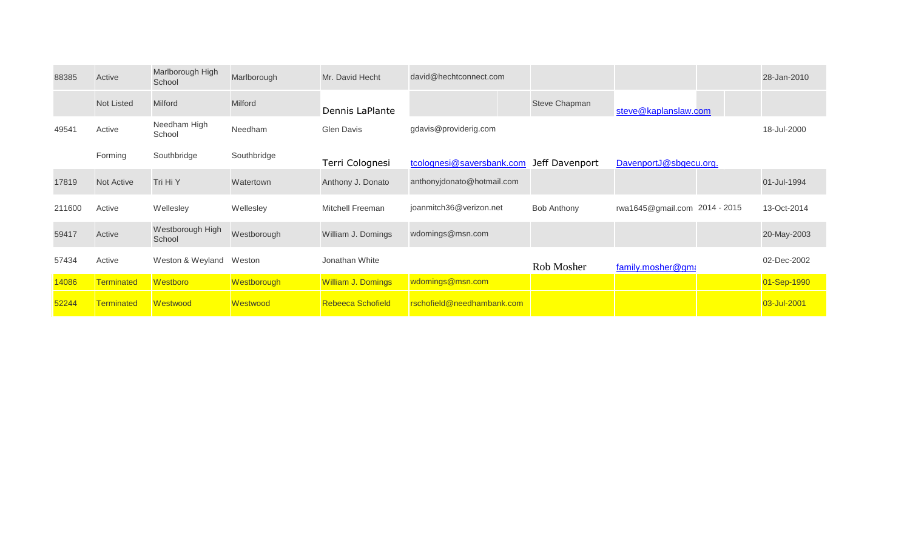| | | | | | | | | | |
|---|---|---|---|---|---|---|---|---|---|
| 88385 | Active | Marlborough High School | Marlborough | Mr. David Hecht | david@hechtconnect.com | | | | 28-Jan-2010 |
| | Not Listed | Milford | Milford | Dennis LaPlante | | Steve Chapman | steve@kaplanslaw.com | | |
| 49541 | Active | Needham High School | Needham | Glen Davis | gdavis@providerig.com | | | | 18-Jul-2000 |
| | Forming | Southbridge | Southbridge | Terri Colognesi | tcolognesi@saversbank.com | Jeff Davenport | DavenportJ@sbgecu.org. | | |
| 17819 | Not Active | Tri Hi Y | Watertown | Anthony J. Donato | anthonyjdonato@hotmail.com | | | | 01-Jul-1994 |
| 211600 | Active | Wellesley | Wellesley | Mitchell Freeman | joanmitch36@verizon.net | Bob Anthony | rwa1645@gmail.com | 2014 - 2015 | 13-Oct-2014 |
| 59417 | Active | Westborough High School | Westborough | William J. Domings | wdomings@msn.com | | | | 20-May-2003 |
| 57434 | Active | Weston & Weyland | Weston | Jonathan White | | Rob Mosher | family.mosher@gma | | 02-Dec-2002 |
| 14086 | Terminated | Westboro | Westborough | William J. Domings | wdomings@msn.com | | | | 01-Sep-1990 |
| 52244 | Terminated | Westwood | Westwood | Rebeeca Schofield | rschofield@needhambank.com | | | | 03-Jul-2001 |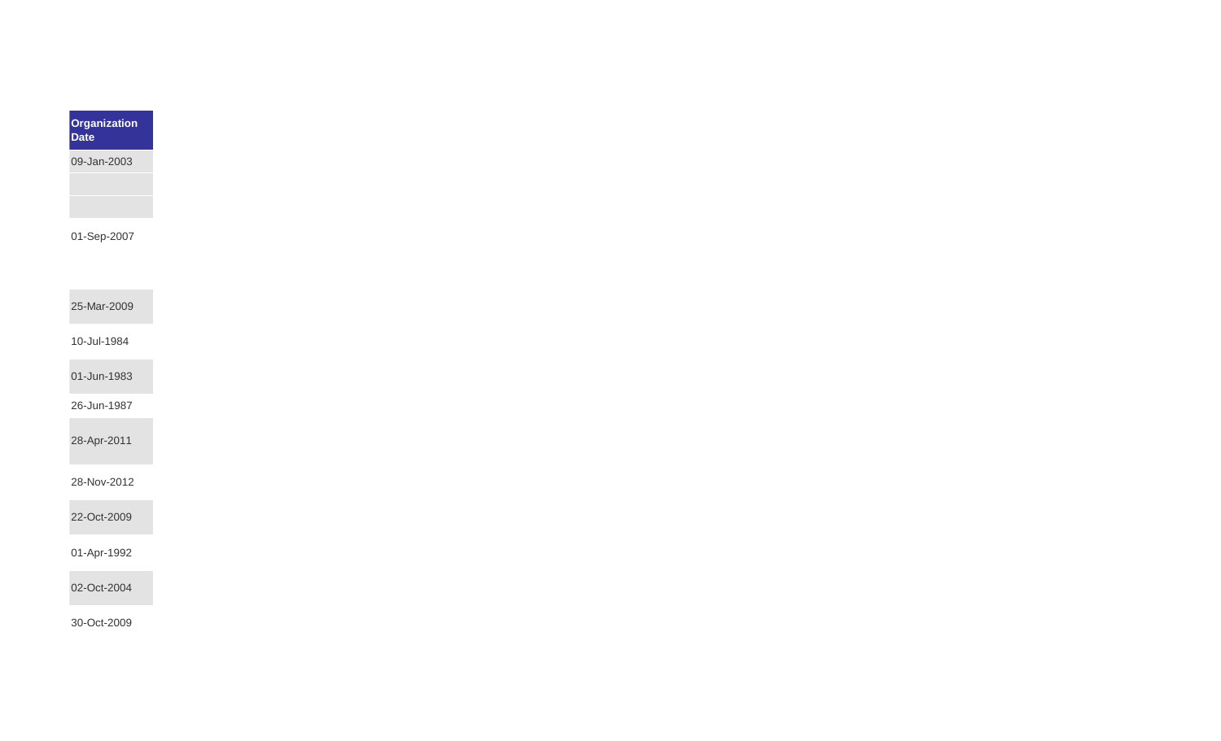| Organization Date |
|---|
| 09-Jan-2003 |
| |
| |
| 01-Sep-2007 |
| |
| 25-Mar-2009 |
| 10-Jul-1984 |
| 01-Jun-1983 |
| 26-Jun-1987 |
| 28-Apr-2011 |
| 28-Nov-2012 |
| 22-Oct-2009 |
| 01-Apr-1992 |
| 02-Oct-2004 |
| 30-Oct-2009 |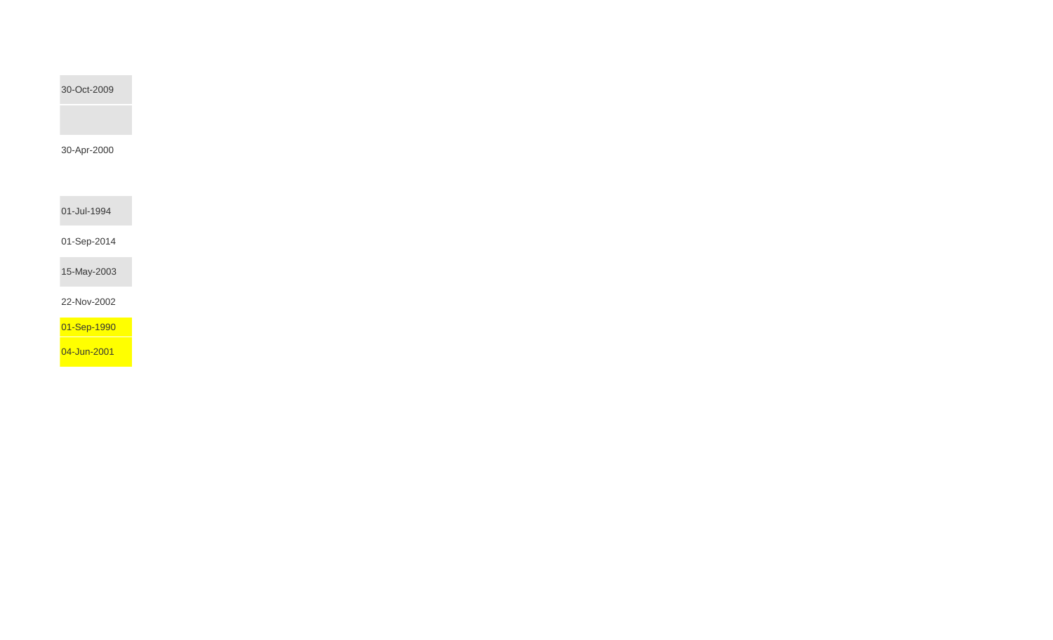| |
|---|
| 30-Oct-2009 |
| |
| 30-Apr-2000 |
| |
| 01-Jul-1994 |
| 01-Sep-2014 |
| 15-May-2003 |
| 22-Nov-2002 |
| 01-Sep-1990 |
| 04-Jun-2001 |